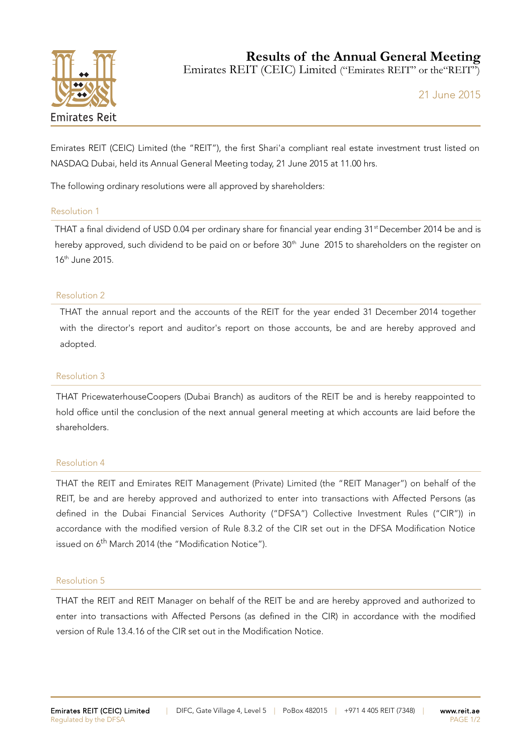# Results of the Annual General Meeting

Emirates REIT (CEIC) Limited ("Emirates REIT" or the "REIT")

21 June 2015

Emirates REIT (CEIC) Limited (the "REIT"), the first Shari'a compliant real estate investment trust listed on NASDAQ Dubai, held its Annual General Meeting today, 21 June 2015 at 11.00 hrs.

The following ordinary resolutions were all approved by shareholders:

### Resolution 1

THAT a final dividend of USD 0.04 per ordinary share for financial year ending 31st December 2014 be and is hereby approved, such dividend to be paid on or before 30th June 2015 to shareholders on the register on 16th June 2015.

### Resolution 2

THAT the annual report and the accounts of the REIT for the year ended 31 December 2014 together with the director's report and auditor's report on those accounts, be and are hereby approved and adopted.

### Resolution 3

THAT PricewaterhouseCoopers (Dubai Branch) as auditors of the REIT be and is hereby reappointed to hold office until the conclusion of the next annual general meeting at which accounts are laid before the shareholders.

### Resolution 4

THAT the REIT and Emirates REIT Management (Private) Limited (the "REIT Manager") on behalf of the REIT, be and are hereby approved and authorized to enter into transactions with Affected Persons (as defined in the Dubai Financial Services Authority ("DFSA") Collective Investment Rules ("CIR")) in accordance with the modified version of Rule 8.3.2 of the CIR set out in the DFSA Modification Notice issued on 6th March 2014 (the "Modification Notice").

### Resolution 5

THAT the REIT and REIT Manager on behalf of the REIT be and are hereby approved and authorized to enter into transactions with Affected Persons (as defined in the CIR) in accordance with the modified version of Rule 13.4.16 of the CIR set out in the Modification Notice.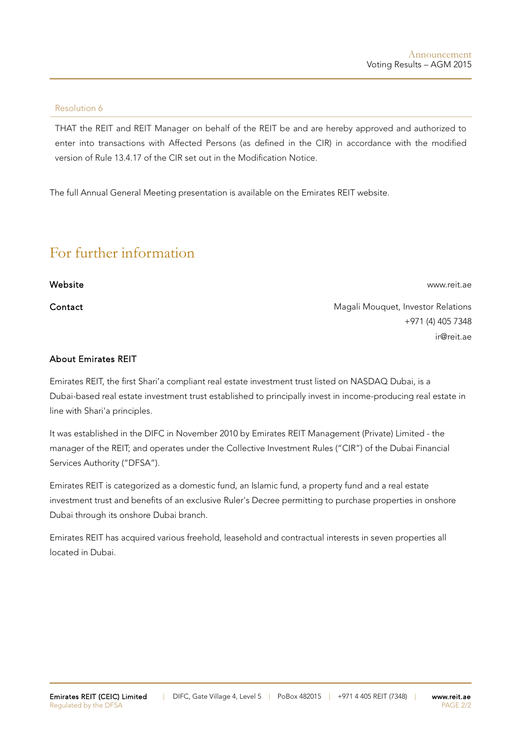Resolution 6

THAT the REIT and REIT Manager on behalf of the REIT be and are hereby approved and authorized to enter into transactions with Affected Persons (as defined in the CIR) in accordance with the modified version of Rule 13.4.17 of the CIR set out in the Modification Notice.

The full Annual General Meeting presentation is available on the Emirates REIT website.

# For further information

| | |
|---|---|
| **Website** | www.reit.ae |
| **Contact** | Magali Mouquet, Investor Relations<br>+971 (4) 405 7348<br>ir@reit.ae |

**About Emirates REIT**

Emirates REIT, the first Shari'a compliant real estate investment trust listed on NASDAQ Dubai, is a Dubai-based real estate investment trust established to principally invest in income-producing real estate in line with Shari'a principles.

It was established in the DIFC in November 2010 by Emirates REIT Management (Private) Limited - the manager of the REIT; and operates under the Collective Investment Rules ("CIR") of the Dubai Financial Services Authority ("DFSA").

Emirates REIT is categorized as a domestic fund, an Islamic fund, a property fund and a real estate investment trust and benefits of an exclusive Ruler's Decree permitting to purchase properties in onshore Dubai through its onshore Dubai branch.

Emirates REIT has acquired various freehold, leasehold and contractual interests in seven properties all located in Dubai.